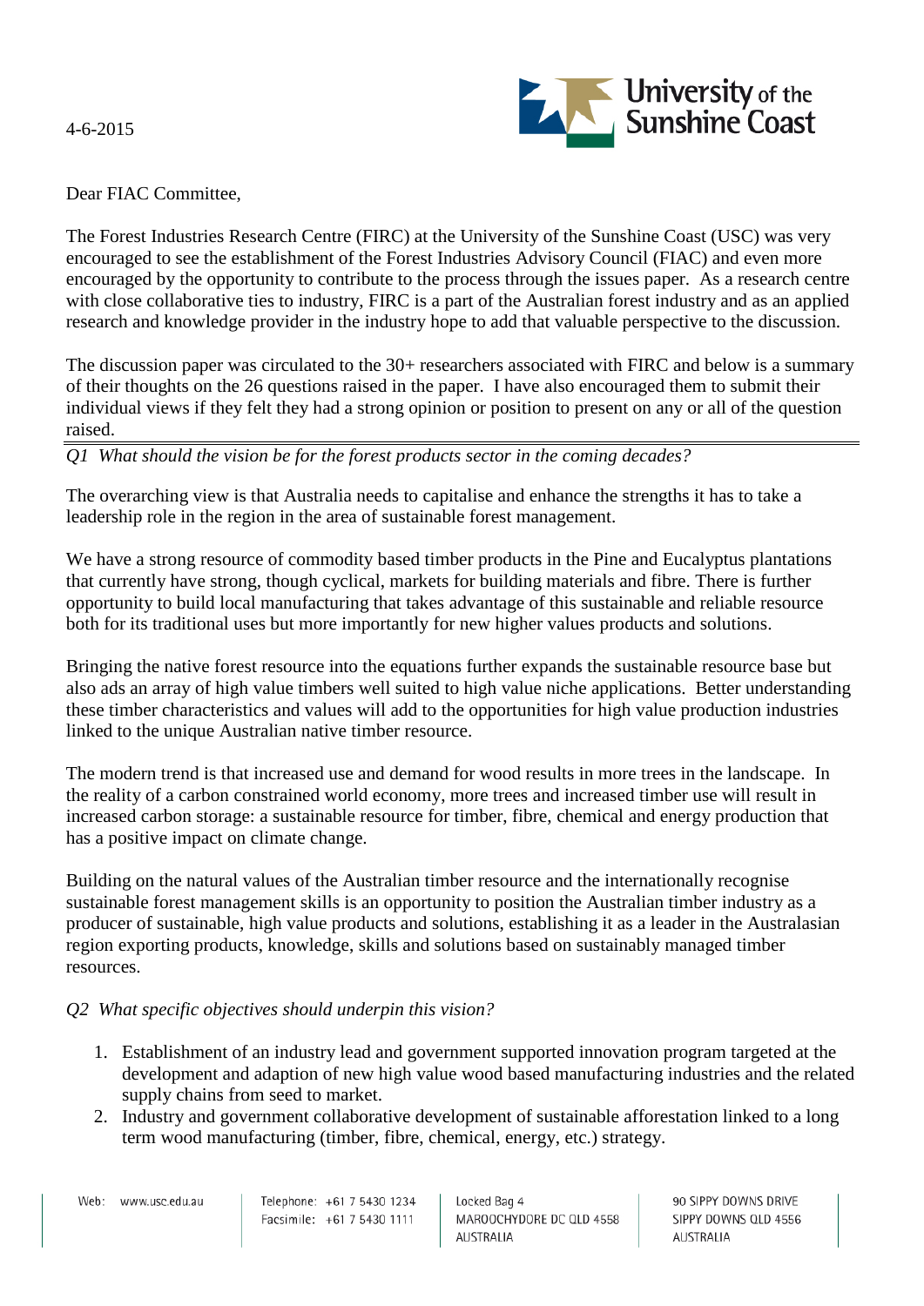4-6-2015

Dear FIAC Committee,

The Forest Industries Research Centre (FIRC) at the University of the Sunshine Coast (USC) was very encouraged to see the establishment of the Forest Industries Advisory Council (FIAC) and even more encouraged by the opportunity to contribute to the process through the issues paper. As a research centre with close collaborative ties to industry, FIRC is a part of the Australian forest industry and as an applied research and knowledge provider in the industry hope to add that valuable perspective to the discussion.

The discussion paper was circulated to the 30+ researchers associated with FIRC and below is a summary of their thoughts on the 26 questions raised in the paper. I have also encouraged them to submit their individual views if they felt they had a strong opinion or position to present on any or all of the question raised.

---

*Q1 What should the vision be for the forest products sector in the coming decades?*

The overarching view is that Australia needs to capitalise and enhance the strengths it has to take a leadership role in the region in the area of sustainable forest management.

We have a strong resource of commodity based timber products in the Pine and Eucalyptus plantations that currently have strong, though cyclical, markets for building materials and fibre. There is further opportunity to build local manufacturing that takes advantage of this sustainable and reliable resource both for its traditional uses but more importantly for new higher values products and solutions.

Bringing the native forest resource into the equations further expands the sustainable resource base but also ads an array of high value timbers well suited to high value niche applications. Better understanding these timber characteristics and values will add to the opportunities for high value production industries linked to the unique Australian native timber resource.

The modern trend is that increased use and demand for wood results in more trees in the landscape. In the reality of a carbon constrained world economy, more trees and increased timber use will result in increased carbon storage: a sustainable resource for timber, fibre, chemical and energy production that has a positive impact on climate change.

Building on the natural values of the Australian timber resource and the internationally recognise sustainable forest management skills is an opportunity to position the Australian timber industry as a producer of sustainable, high value products and solutions, establishing it as a leader in the Australasian region exporting products, knowledge, skills and solutions based on sustainably managed timber resources.

*Q2 What specific objectives should underpin this vision?*

1. Establishment of an industry lead and government supported innovation program targeted at the development and adaption of new high value wood based manufacturing industries and the related supply chains from seed to market.
2. Industry and government collaborative development of sustainable afforestation linked to a long term wood manufacturing (timber, fibre, chemical, energy, etc.) strategy.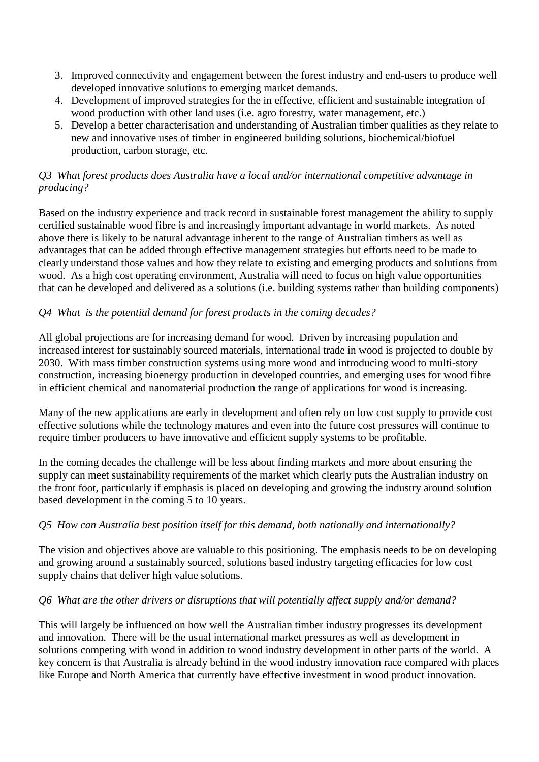3. Improved connectivity and engagement between the forest industry and end-users to produce well developed innovative solutions to emerging market demands.
4. Development of improved strategies for the in effective, efficient and sustainable integration of wood production with other land uses (i.e. agro forestry, water management, etc.)
5. Develop a better characterisation and understanding of Australian timber qualities as they relate to new and innovative uses of timber in engineered building solutions, biochemical/biofuel production, carbon storage, etc.

*Q3 What forest products does Australia have a local and/or international competitive advantage in producing?*

Based on the industry experience and track record in sustainable forest management the ability to supply certified sustainable wood fibre is and increasingly important advantage in world markets. As noted above there is likely to be natural advantage inherent to the range of Australian timbers as well as advantages that can be added through effective management strategies but efforts need to be made to clearly understand those values and how they relate to existing and emerging products and solutions from wood. As a high cost operating environment, Australia will need to focus on high value opportunities that can be developed and delivered as a solutions (i.e. building systems rather than building components)

*Q4 What is the potential demand for forest products in the coming decades?*

All global projections are for increasing demand for wood. Driven by increasing population and increased interest for sustainably sourced materials, international trade in wood is projected to double by 2030. With mass timber construction systems using more wood and introducing wood to multi-story construction, increasing bioenergy production in developed countries, and emerging uses for wood fibre in efficient chemical and nanomaterial production the range of applications for wood is increasing.

Many of the new applications are early in development and often rely on low cost supply to provide cost effective solutions while the technology matures and even into the future cost pressures will continue to require timber producers to have innovative and efficient supply systems to be profitable.

In the coming decades the challenge will be less about finding markets and more about ensuring the supply can meet sustainability requirements of the market which clearly puts the Australian industry on the front foot, particularly if emphasis is placed on developing and growing the industry around solution based development in the coming 5 to 10 years.

*Q5 How can Australia best position itself for this demand, both nationally and internationally?*

The vision and objectives above are valuable to this positioning. The emphasis needs to be on developing and growing around a sustainably sourced, solutions based industry targeting efficacies for low cost supply chains that deliver high value solutions.

*Q6 What are the other drivers or disruptions that will potentially affect supply and/or demand?*

This will largely be influenced on how well the Australian timber industry progresses its development and innovation. There will be the usual international market pressures as well as development in solutions competing with wood in addition to wood industry development in other parts of the world. A key concern is that Australia is already behind in the wood industry innovation race compared with places like Europe and North America that currently have effective investment in wood product innovation.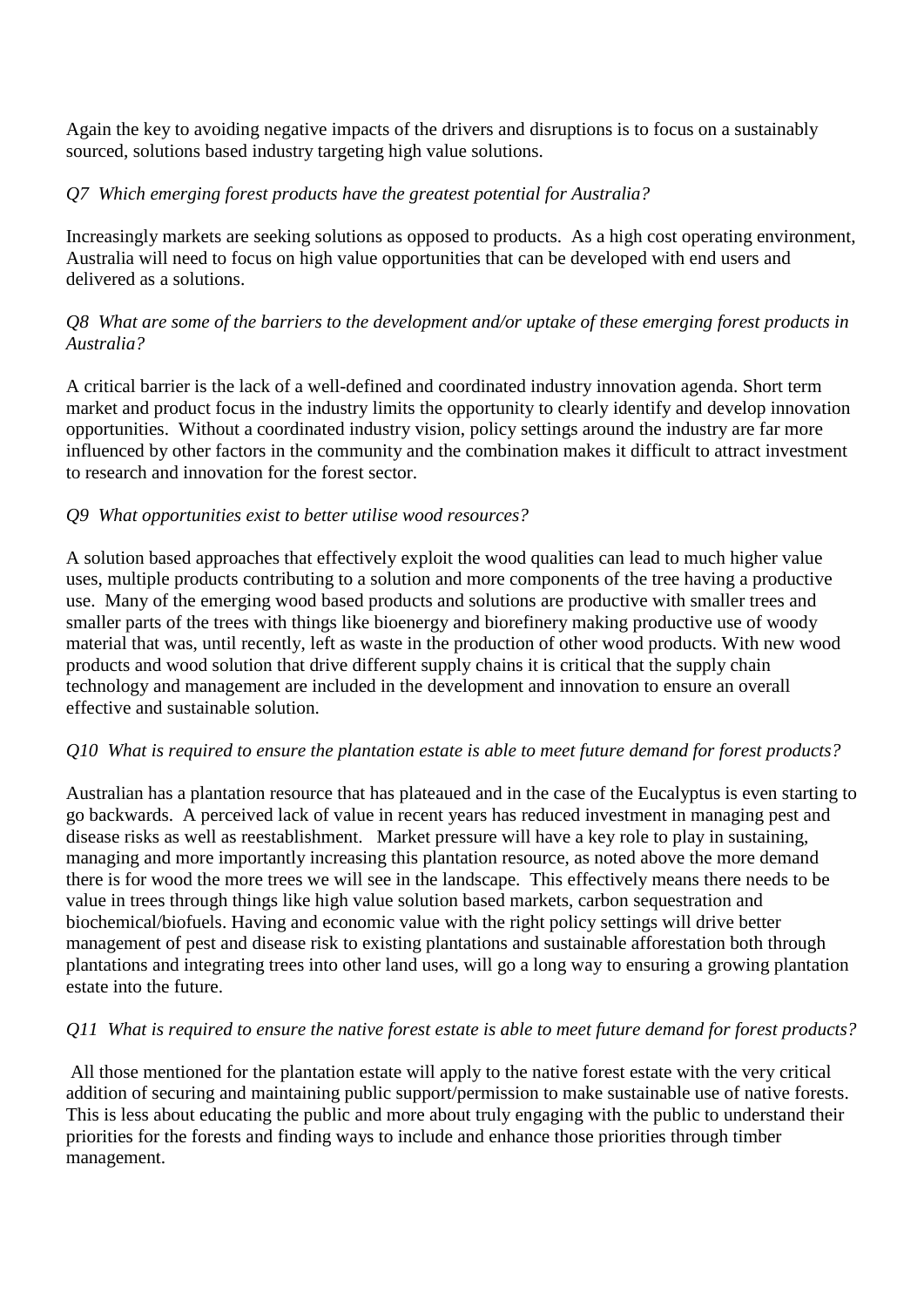Again the key to avoiding negative impacts of the drivers and disruptions is to focus on a sustainably sourced, solutions based industry targeting high value solutions.

*Q7 Which emerging forest products have the greatest potential for Australia?*

Increasingly markets are seeking solutions as opposed to products. As a high cost operating environment, Australia will need to focus on high value opportunities that can be developed with end users and delivered as a solutions.

*Q8 What are some of the barriers to the development and/or uptake of these emerging forest products in Australia?*

A critical barrier is the lack of a well-defined and coordinated industry innovation agenda. Short term market and product focus in the industry limits the opportunity to clearly identify and develop innovation opportunities. Without a coordinated industry vision, policy settings around the industry are far more influenced by other factors in the community and the combination makes it difficult to attract investment to research and innovation for the forest sector.

*Q9 What opportunities exist to better utilise wood resources?*

A solution based approaches that effectively exploit the wood qualities can lead to much higher value uses, multiple products contributing to a solution and more components of the tree having a productive use. Many of the emerging wood based products and solutions are productive with smaller trees and smaller parts of the trees with things like bioenergy and biorefinery making productive use of woody material that was, until recently, left as waste in the production of other wood products. With new wood products and wood solution that drive different supply chains it is critical that the supply chain technology and management are included in the development and innovation to ensure an overall effective and sustainable solution.

*Q10 What is required to ensure the plantation estate is able to meet future demand for forest products?*

Australian has a plantation resource that has plateaued and in the case of the Eucalyptus is even starting to go backwards. A perceived lack of value in recent years has reduced investment in managing pest and disease risks as well as reestablishment. Market pressure will have a key role to play in sustaining, managing and more importantly increasing this plantation resource, as noted above the more demand there is for wood the more trees we will see in the landscape. This effectively means there needs to be value in trees through things like high value solution based markets, carbon sequestration and biochemical/biofuels. Having and economic value with the right policy settings will drive better management of pest and disease risk to existing plantations and sustainable afforestation both through plantations and integrating trees into other land uses, will go a long way to ensuring a growing plantation estate into the future.

*Q11 What is required to ensure the native forest estate is able to meet future demand for forest products?*

All those mentioned for the plantation estate will apply to the native forest estate with the very critical addition of securing and maintaining public support/permission to make sustainable use of native forests. This is less about educating the public and more about truly engaging with the public to understand their priorities for the forests and finding ways to include and enhance those priorities through timber management.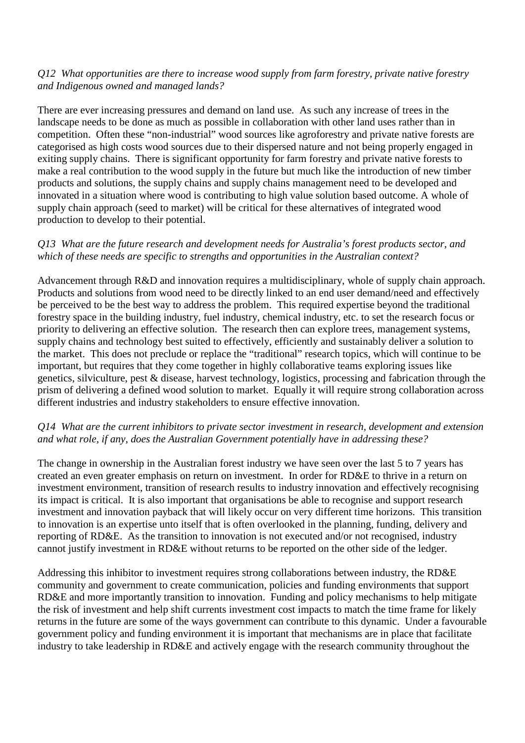*Q12 What opportunities are there to increase wood supply from farm forestry, private native forestry and Indigenous owned and managed lands?*

There are ever increasing pressures and demand on land use. As such any increase of trees in the landscape needs to be done as much as possible in collaboration with other land uses rather than in competition. Often these "non-industrial" wood sources like agroforestry and private native forests are categorised as high costs wood sources due to their dispersed nature and not being properly engaged in exiting supply chains. There is significant opportunity for farm forestry and private native forests to make a real contribution to the wood supply in the future but much like the introduction of new timber products and solutions, the supply chains and supply chains management need to be developed and innovated in a situation where wood is contributing to high value solution based outcome. A whole of supply chain approach (seed to market) will be critical for these alternatives of integrated wood production to develop to their potential.

*Q13 What are the future research and development needs for Australia's forest products sector, and which of these needs are specific to strengths and opportunities in the Australian context?*

Advancement through R&D and innovation requires a multidisciplinary, whole of supply chain approach. Products and solutions from wood need to be directly linked to an end user demand/need and effectively be perceived to be the best way to address the problem. This required expertise beyond the traditional forestry space in the building industry, fuel industry, chemical industry, etc. to set the research focus or priority to delivering an effective solution. The research then can explore trees, management systems, supply chains and technology best suited to effectively, efficiently and sustainably deliver a solution to the market. This does not preclude or replace the "traditional" research topics, which will continue to be important, but requires that they come together in highly collaborative teams exploring issues like genetics, silviculture, pest & disease, harvest technology, logistics, processing and fabrication through the prism of delivering a defined wood solution to market. Equally it will require strong collaboration across different industries and industry stakeholders to ensure effective innovation.

*Q14 What are the current inhibitors to private sector investment in research, development and extension and what role, if any, does the Australian Government potentially have in addressing these?*

The change in ownership in the Australian forest industry we have seen over the last 5 to 7 years has created an even greater emphasis on return on investment. In order for RD&E to thrive in a return on investment environment, transition of research results to industry innovation and effectively recognising its impact is critical. It is also important that organisations be able to recognise and support research investment and innovation payback that will likely occur on very different time horizons. This transition to innovation is an expertise unto itself that is often overlooked in the planning, funding, delivery and reporting of RD&E. As the transition to innovation is not executed and/or not recognised, industry cannot justify investment in RD&E without returns to be reported on the other side of the ledger.

Addressing this inhibitor to investment requires strong collaborations between industry, the RD&E community and government to create communication, policies and funding environments that support RD&E and more importantly transition to innovation. Funding and policy mechanisms to help mitigate the risk of investment and help shift currents investment cost impacts to match the time frame for likely returns in the future are some of the ways government can contribute to this dynamic. Under a favourable government policy and funding environment it is important that mechanisms are in place that facilitate industry to take leadership in RD&E and actively engage with the research community throughout the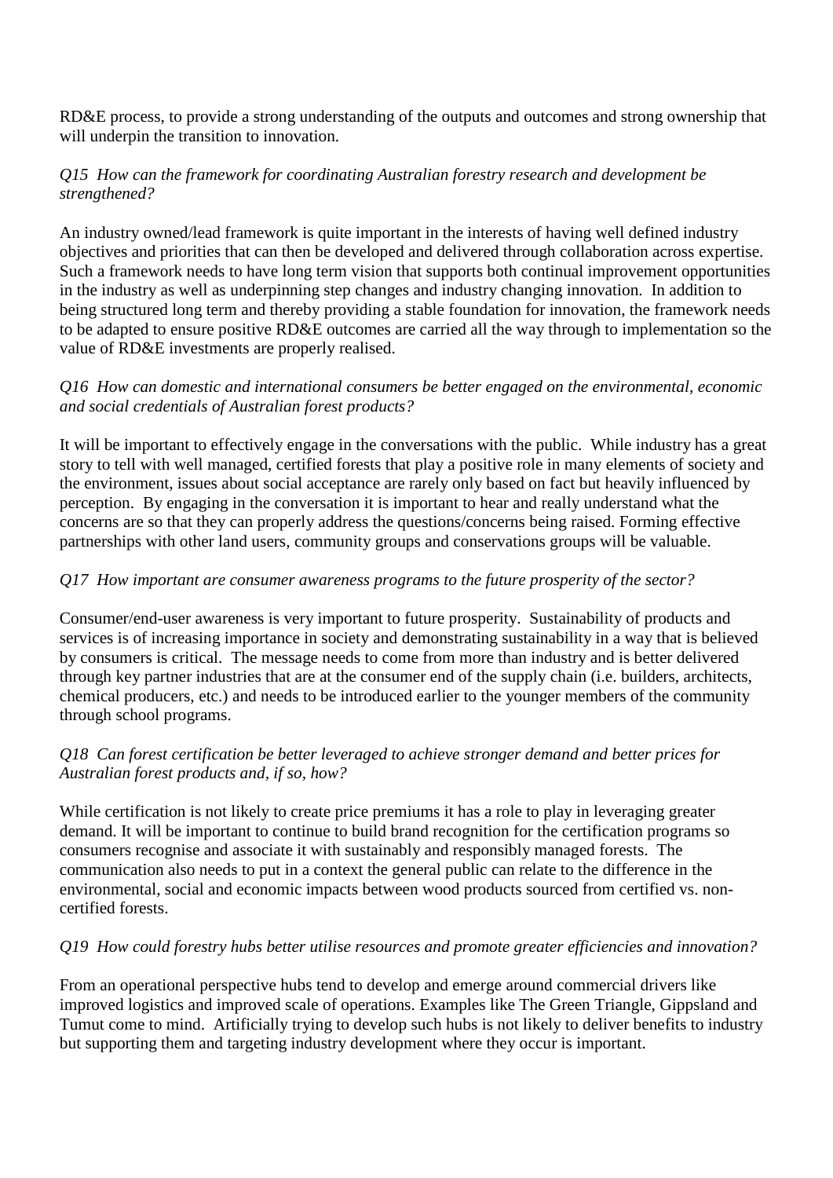RD&E process, to provide a strong understanding of the outputs and outcomes and strong ownership that will underpin the transition to innovation.

*Q15 How can the framework for coordinating Australian forestry research and development be strengthened?*

An industry owned/lead framework is quite important in the interests of having well defined industry objectives and priorities that can then be developed and delivered through collaboration across expertise. Such a framework needs to have long term vision that supports both continual improvement opportunities in the industry as well as underpinning step changes and industry changing innovation. In addition to being structured long term and thereby providing a stable foundation for innovation, the framework needs to be adapted to ensure positive RD&E outcomes are carried all the way through to implementation so the value of RD&E investments are properly realised.

*Q16 How can domestic and international consumers be better engaged on the environmental, economic and social credentials of Australian forest products?*

It will be important to effectively engage in the conversations with the public. While industry has a great story to tell with well managed, certified forests that play a positive role in many elements of society and the environment, issues about social acceptance are rarely only based on fact but heavily influenced by perception. By engaging in the conversation it is important to hear and really understand what the concerns are so that they can properly address the questions/concerns being raised. Forming effective partnerships with other land users, community groups and conservations groups will be valuable.

*Q17 How important are consumer awareness programs to the future prosperity of the sector?*

Consumer/end-user awareness is very important to future prosperity. Sustainability of products and services is of increasing importance in society and demonstrating sustainability in a way that is believed by consumers is critical. The message needs to come from more than industry and is better delivered through key partner industries that are at the consumer end of the supply chain (i.e. builders, architects, chemical producers, etc.) and needs to be introduced earlier to the younger members of the community through school programs.

*Q18 Can forest certification be better leveraged to achieve stronger demand and better prices for Australian forest products and, if so, how?*

While certification is not likely to create price premiums it has a role to play in leveraging greater demand. It will be important to continue to build brand recognition for the certification programs so consumers recognise and associate it with sustainably and responsibly managed forests. The communication also needs to put in a context the general public can relate to the difference in the environmental, social and economic impacts between wood products sourced from certified vs. non-certified forests.

*Q19 How could forestry hubs better utilise resources and promote greater efficiencies and innovation?*

From an operational perspective hubs tend to develop and emerge around commercial drivers like improved logistics and improved scale of operations. Examples like The Green Triangle, Gippsland and Tumut come to mind. Artificially trying to develop such hubs is not likely to deliver benefits to industry but supporting them and targeting industry development where they occur is important.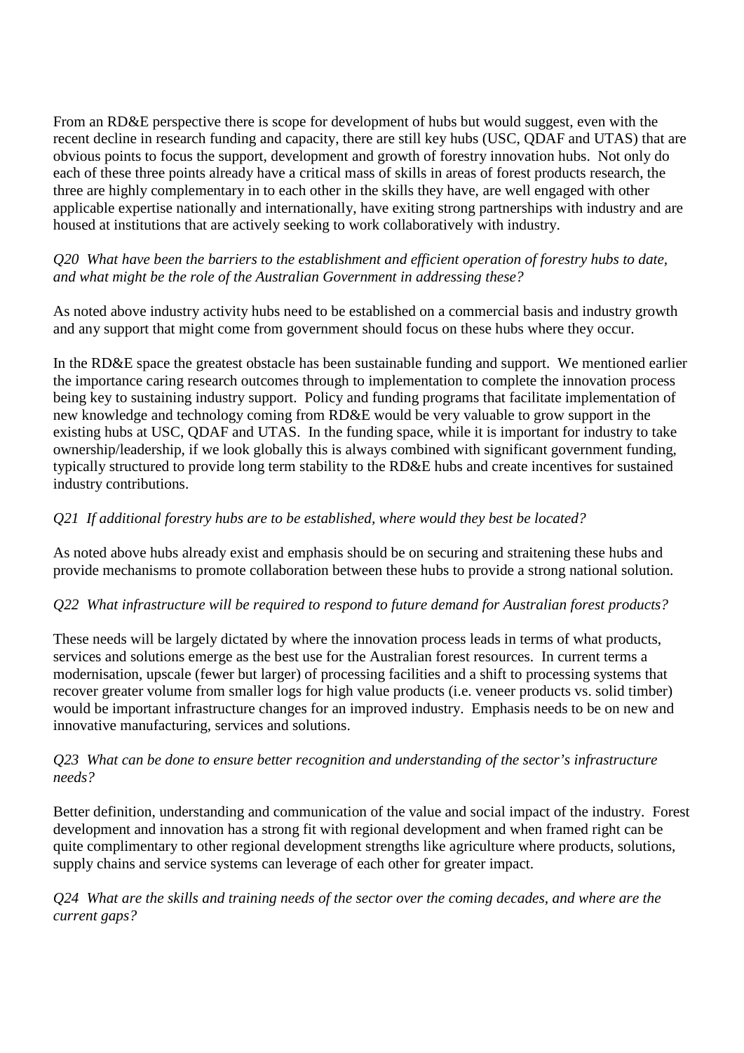From an RD&E perspective there is scope for development of hubs but would suggest, even with the recent decline in research funding and capacity, there are still key hubs (USC, QDAF and UTAS) that are obvious points to focus the support, development and growth of forestry innovation hubs. Not only do each of these three points already have a critical mass of skills in areas of forest products research, the three are highly complementary in to each other in the skills they have, are well engaged with other applicable expertise nationally and internationally, have exiting strong partnerships with industry and are housed at institutions that are actively seeking to work collaboratively with industry.

*Q20 What have been the barriers to the establishment and efficient operation of forestry hubs to date, and what might be the role of the Australian Government in addressing these?*

As noted above industry activity hubs need to be established on a commercial basis and industry growth and any support that might come from government should focus on these hubs where they occur.

In the RD&E space the greatest obstacle has been sustainable funding and support. We mentioned earlier the importance caring research outcomes through to implementation to complete the innovation process being key to sustaining industry support. Policy and funding programs that facilitate implementation of new knowledge and technology coming from RD&E would be very valuable to grow support in the existing hubs at USC, QDAF and UTAS. In the funding space, while it is important for industry to take ownership/leadership, if we look globally this is always combined with significant government funding, typically structured to provide long term stability to the RD&E hubs and create incentives for sustained industry contributions.

*Q21 If additional forestry hubs are to be established, where would they best be located?*

As noted above hubs already exist and emphasis should be on securing and straitening these hubs and provide mechanisms to promote collaboration between these hubs to provide a strong national solution.

*Q22 What infrastructure will be required to respond to future demand for Australian forest products?*

These needs will be largely dictated by where the innovation process leads in terms of what products, services and solutions emerge as the best use for the Australian forest resources. In current terms a modernisation, upscale (fewer but larger) of processing facilities and a shift to processing systems that recover greater volume from smaller logs for high value products (i.e. veneer products vs. solid timber) would be important infrastructure changes for an improved industry. Emphasis needs to be on new and innovative manufacturing, services and solutions.

*Q23 What can be done to ensure better recognition and understanding of the sector's infrastructure needs?*

Better definition, understanding and communication of the value and social impact of the industry. Forest development and innovation has a strong fit with regional development and when framed right can be quite complimentary to other regional development strengths like agriculture where products, solutions, supply chains and service systems can leverage of each other for greater impact.

*Q24 What are the skills and training needs of the sector over the coming decades, and where are the current gaps?*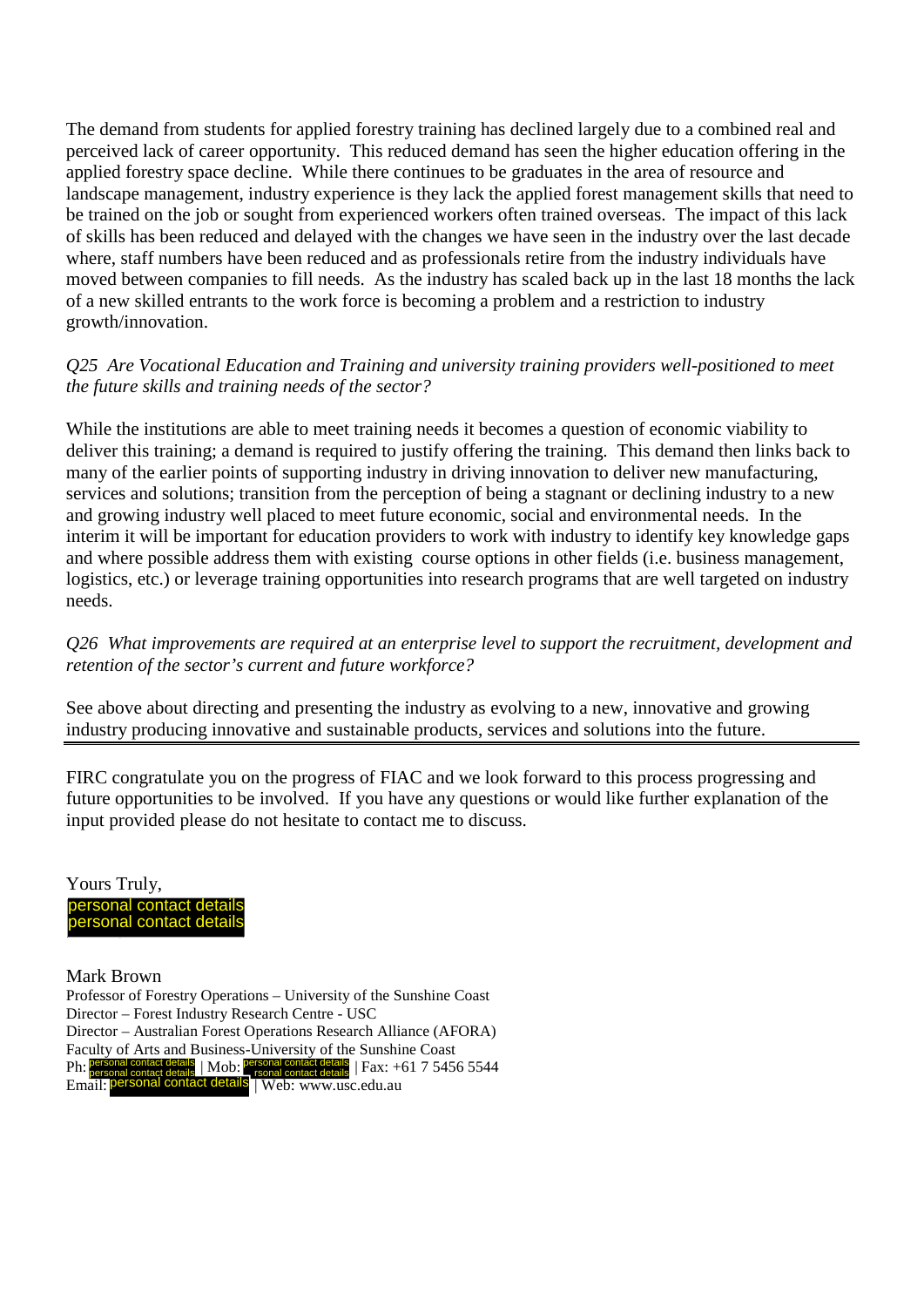The demand from students for applied forestry training has declined largely due to a combined real and perceived lack of career opportunity. This reduced demand has seen the higher education offering in the applied forestry space decline. While there continues to be graduates in the area of resource and landscape management, industry experience is they lack the applied forest management skills that need to be trained on the job or sought from experienced workers often trained overseas. The impact of this lack of skills has been reduced and delayed with the changes we have seen in the industry over the last decade where, staff numbers have been reduced and as professionals retire from the industry individuals have moved between companies to fill needs. As the industry has scaled back up in the last 18 months the lack of a new skilled entrants to the work force is becoming a problem and a restriction to industry growth/innovation.

*Q25 Are Vocational Education and Training and university training providers well-positioned to meet the future skills and training needs of the sector?*

While the institutions are able to meet training needs it becomes a question of economic viability to deliver this training; a demand is required to justify offering the training. This demand then links back to many of the earlier points of supporting industry in driving innovation to deliver new manufacturing, services and solutions; transition from the perception of being a stagnant or declining industry to a new and growing industry well placed to meet future economic, social and environmental needs. In the interim it will be important for education providers to work with industry to identify key knowledge gaps and where possible address them with existing course options in other fields (i.e. business management, logistics, etc.) or leverage training opportunities into research programs that are well targeted on industry needs.

*Q26 What improvements are required at an enterprise level to support the recruitment, development and retention of the sector's current and future workforce?*

See above about directing and presenting the industry as evolving to a new, innovative and growing industry producing innovative and sustainable products, services and solutions into the future.

---

FIRC congratulate you on the progress of FIAC and we look forward to this process progressing and future opportunities to be involved. If you have any questions or would like further explanation of the input provided please do not hesitate to contact me to discuss.

Yours Truly,

personal contact details
personal contact details

Mark Brown
Professor of Forestry Operations – University of the Sunshine Coast
Director – Forest Industry Research Centre - USC
Director – Australian Forest Operations Research Alliance (AFORA)
Faculty of Arts and Business-University of the Sunshine Coast
Ph: personal contact details | Mob: personal contact details | Fax: +61 7 5456 5544
Email: personal contact details | Web: www.usc.edu.au